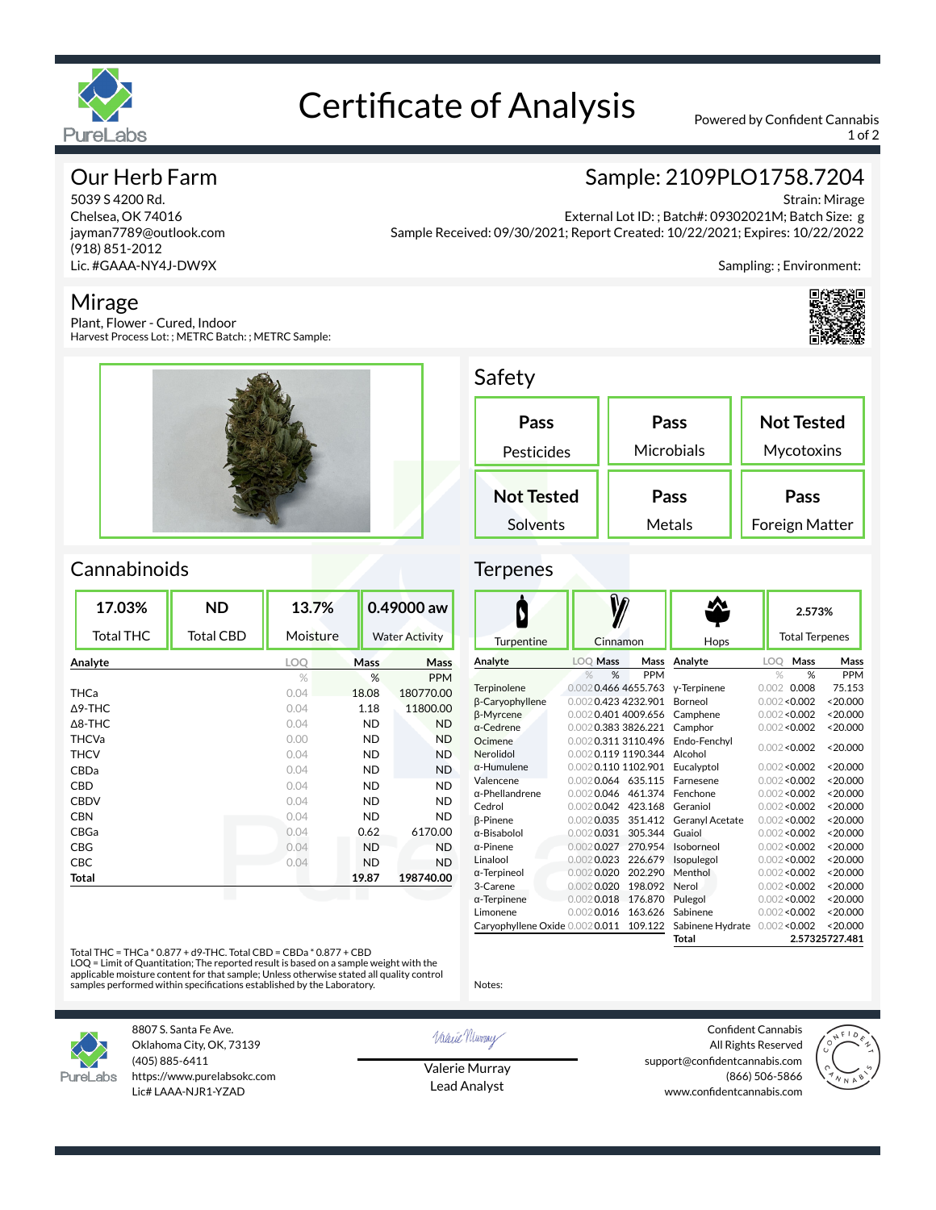# Certificate of Analysis

Powered by Confident Cannabis

## Our Herb Farm

5039 S 4200 Rd.
Chelsea, OK 74016
jayman7789@outlook.com
(918) 851-2012
Lic. #GAAA-NY4J-DW9X

## Sample: 2109PLO1758.7204

Strain: Mirage
External Lot ID: ; Batch#: 09302021M; Batch Size: g
Sample Received: 09/30/2021; Report Created: 10/22/2021; Expires: 10/22/2022

Sampling: ; Environment:

## Mirage

Plant, Flower - Cured, Indoor
Harvest Process Lot: ; METRC Batch: ; METRC Sample:

## Safety

| Pass | Pass | Not Tested |
|---|---|---|
| Pesticides | Microbials | Mycotoxins |
| **Not Tested** | **Pass** | **Pass** |
| Solvents | Metals | Foreign Matter |

## Cannabinoids

| 17.03% | ND | 13.7% | 0.49000 aw |
|---|---|---|---|
| Total THC | Total CBD | Moisture | Water Activity |

| Analyte | LOQ | Mass | Mass |
|---|---|---|---|
| | % | % | PPM |
| THCa | 0.04 | 18.08 | 180770.00 |
| Δ9-THC | 0.04 | 1.18 | 11800.00 |
| Δ8-THC | 0.04 | ND | ND |
| THCVa | 0.00 | ND | ND |
| THCV | 0.04 | ND | ND |
| CBDa | 0.04 | ND | ND |
| CBD | 0.04 | ND | ND |
| CBDV | 0.04 | ND | ND |
| CBN | 0.04 | ND | ND |
| CBGa | 0.04 | 0.62 | 6170.00 |
| CBG | 0.04 | ND | ND |
| CBC | 0.04 | ND | ND |
| **Total** | | **19.87** | **198740.00** |

Total THC = THCa * 0.877 + d9-THC. Total CBD = CBDa * 0.877 + CBD
LOQ = Limit of Quantitation; The reported result is based on a sample weight with the applicable moisture content for that sample; Unless otherwise stated all quality control samples performed within specifications established by the Laboratory.

## Terpenes

| Turpentine | Cinnamon | Hops | 2.573% Total Terpenes |
|---|---|---|---|

| Analyte | LOQ | Mass | Mass |
|---|---|---|---|
| | % | % | PPM |
| Terpinolene | 0.002 | 0.466 | 4655.763 |
| β-Caryophyllene | 0.002 | 0.423 | 4232.901 |
| β-Myrcene | 0.002 | 0.401 | 4009.656 |
| α-Cedrene | 0.002 | 0.383 | 3826.221 |
| Ocimene | 0.002 | 0.311 | 3110.496 |
| Nerolidol | 0.002 | 0.119 | 1190.344 |
| α-Humulene | 0.002 | 0.110 | 1102.901 |
| Valencene | 0.002 | 0.064 | 635.115 |
| α-Phellandrene | 0.002 | 0.046 | 461.374 |
| Cedrol | 0.002 | 0.042 | 423.168 |
| β-Pinene | 0.002 | 0.035 | 351.412 |
| α-Bisabolol | 0.002 | 0.031 | 305.344 |
| α-Pinene | 0.002 | 0.027 | 270.954 |
| Linalool | 0.002 | 0.023 | 226.679 |
| α-Terpineol | 0.002 | 0.020 | 202.290 |
| 3-Carene | 0.002 | 0.020 | 198.092 |
| α-Terpinene | 0.002 | 0.018 | 176.870 |
| Limonene | 0.002 | 0.016 | 163.626 |
| Caryophyllene Oxide | 0.002 | 0.011 | 109.122 |
| γ-Terpinene | 0.002 | 0.008 | 75.153 |
| Borneol | 0.002 | <0.002 | <20.000 |
| Camphene | 0.002 | <0.002 | <20.000 |
| Camphor | 0.002 | <0.002 | <20.000 |
| Endo-Fenchyl Alcohol | 0.002 | <0.002 | <20.000 |
| Eucalyptol | 0.002 | <0.002 | <20.000 |
| Farnesene | 0.002 | <0.002 | <20.000 |
| Fenchone | 0.002 | <0.002 | <20.000 |
| Geraniol | 0.002 | <0.002 | <20.000 |
| Geranyl Acetate | 0.002 | <0.002 | <20.000 |
| Guaiol | 0.002 | <0.002 | <20.000 |
| Isoborneol | 0.002 | <0.002 | <20.000 |
| Isopulegol | 0.002 | <0.002 | <20.000 |
| Menthol | 0.002 | <0.002 | <20.000 |
| Nerol | 0.002 | <0.002 | <20.000 |
| Pulegol | 0.002 | <0.002 | <20.000 |
| Sabinene | 0.002 | <0.002 | <20.000 |
| Sabinene Hydrate | 0.002 | <0.002 | <20.000 |
| **Total** | | **2.573** | **25727.481** |

Notes:

PureLabs
8807 S. Santa Fe Ave.
Oklahoma City, OK, 73139
(405) 885-6411
https://www.purelabsokc.com
Lic# LAAA-NJR1-YZAD

Valerie Murray
Lead Analyst

Confident Cannabis
All Rights Reserved
support@confidentcannabis.com
(866) 506-5866
www.confidentcannabis.com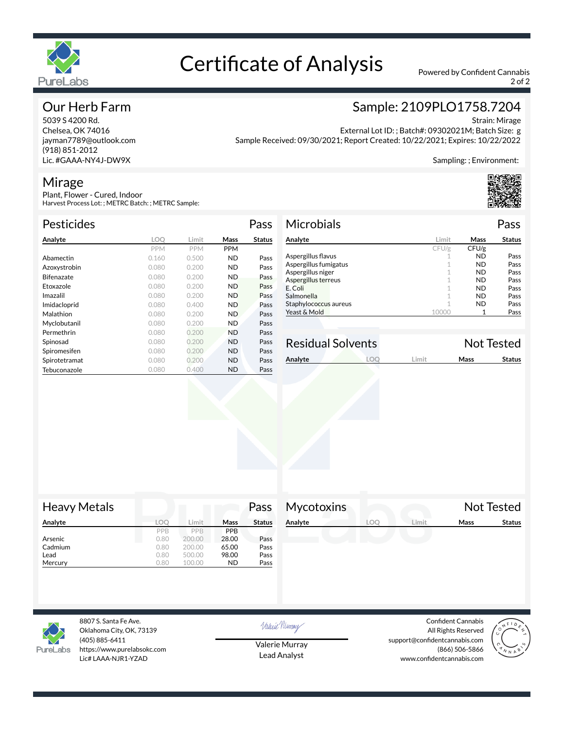# Certificate of Analysis

Powered by Confident Cannabis

## Our Herb Farm

5039 S 4200 Rd.
Chelsea, OK 74016
jayman7789@outlook.com
(918) 851-2012
Lic. #GAAA-NY4J-DW9X

## Sample: 2109PLO1758.7204

Strain: Mirage
External Lot ID: ; Batch#: 09302021M; Batch Size: g
Sample Received: 09/30/2021; Report Created: 10/22/2021; Expires: 10/22/2022

Sampling: ; Environment:

## Mirage

Plant, Flower - Cured, Indoor
Harvest Process Lot: ; METRC Batch: ; METRC Sample:

## Pesticides — Pass

| Analyte | LOQ | Limit | Mass | Status |
|---|---|---|---|---|
| | PPM | PPM | PPM | |
| Abamectin | 0.160 | 0.500 | ND | Pass |
| Azoxystrobin | 0.080 | 0.200 | ND | Pass |
| Bifenazate | 0.080 | 0.200 | ND | Pass |
| Etoxazole | 0.080 | 0.200 | ND | Pass |
| Imazalil | 0.080 | 0.200 | ND | Pass |
| Imidacloprid | 0.080 | 0.400 | ND | Pass |
| Malathion | 0.080 | 0.200 | ND | Pass |
| Myclobutanil | 0.080 | 0.200 | ND | Pass |
| Permethrin | 0.080 | 0.200 | ND | Pass |
| Spinosad | 0.080 | 0.200 | ND | Pass |
| Spiromesifen | 0.080 | 0.200 | ND | Pass |
| Spirotetramat | 0.080 | 0.200 | ND | Pass |
| Tebuconazole | 0.080 | 0.400 | ND | Pass |

## Microbials — Pass

| Analyte | Limit | Mass | Status |
|---|---|---|---|
| | CFU/g | CFU/g | |
| Aspergillus flavus | 1 | ND | Pass |
| Aspergillus fumigatus | 1 | ND | Pass |
| Aspergillus niger | 1 | ND | Pass |
| Aspergillus terreus | 1 | ND | Pass |
| E. Coli | 1 | ND | Pass |
| Salmonella | 1 | ND | Pass |
| Staphylococcus aureus | 1 | ND | Pass |
| Yeast & Mold | 10000 | 1 | Pass |

## Residual Solvents — Not Tested

| Analyte | LOQ | Limit | Mass | Status |
|---|---|---|---|---|

## Heavy Metals — Pass

| Analyte | LOQ | Limit | Mass | Status |
|---|---|---|---|---|
| | PPB | PPB | PPB | |
| Arsenic | 0.80 | 200.00 | 28.00 | Pass |
| Cadmium | 0.80 | 200.00 | 65.00 | Pass |
| Lead | 0.80 | 500.00 | 98.00 | Pass |
| Mercury | 0.80 | 100.00 | ND | Pass |

## Mycotoxins — Not Tested

| Analyte | LOQ | Limit | Mass | Status |
|---|---|---|---|---|

PureLabs
8807 S. Santa Fe Ave.
Oklahoma City, OK, 73139
(405) 885-6411
https://www.purelabsokc.com
Lic# LAAA-NJR1-YZAD

Valerie Murray
Lead Analyst

Confident Cannabis
All Rights Reserved
support@confidentcannabis.com
(866) 506-5866
www.confidentcannabis.com